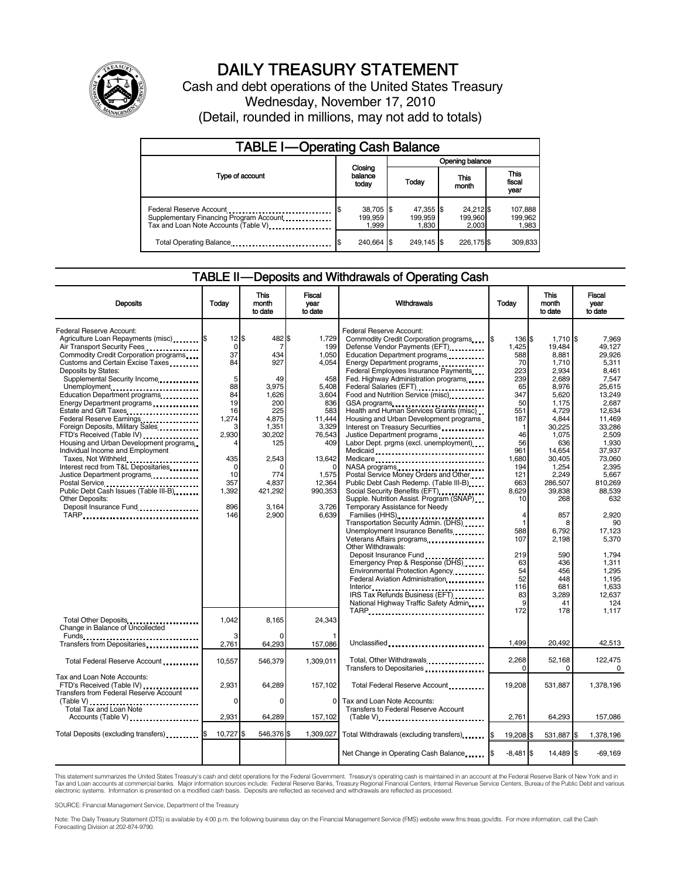# DAILY TREASURY STATEMENT

Cash and debt operations of the United States Treasury

Wednesday, November 17, 2010

(Detail, rounded in millions, may not add to totals)

## TABLE I—Operating Cash Balance

| Type of account | Closing balance today | Opening balance Today | Opening balance This month | Opening balance This fiscal year |
|---|---|---|---|---|
| Federal Reserve Account | $ 38,705 | $ 47,355 | $ 24,212 | $ 107,888 |
| Supplementary Financing Program Account | 199,959 | 199,959 | 199,960 | 199,962 |
| Tax and Loan Note Accounts (Table V) | 1,999 | 1,830 | 2,003 | 1,983 |
| Total Operating Balance | $ 240,664 | $ 249,145 | $ 226,175 | $ 309,833 |

## TABLE II—Deposits and Withdrawals of Operating Cash

| Deposits | Today | This month to date | Fiscal year to date | Withdrawals | Today | This month to date | Fiscal year to date |
|---|---|---|---|---|---|---|---|
| Federal Reserve Account: | | | | Federal Reserve Account: | | | |
| Agriculture Loan Repayments (misc) | $ 12 | $ 482 | $ 1,729 | Commodity Credit Corporation programs | $ 136 | $ 1,710 | $ 7,969 |
| Air Transport Security Fees | 0 | 7 | 199 | Defense Vendor Payments (EFT) | 1,425 | 19,484 | 49,127 |
| Commodity Credit Corporation programs | 37 | 434 | 1,050 | Education Department programs | 588 | 8,881 | 29,926 |
| Customs and Certain Excise Taxes | 84 | 927 | 4,054 | Energy Department programs | 70 | 1,710 | 5,311 |
| Deposits by States: | | | | Federal Employees Insurance Payments | 223 | 2,934 | 8,461 |
| Supplemental Security Income | 5 | 49 | 458 | Fed. Highway Administration programs | 239 | 2,689 | 7,547 |
| Unemployment | 88 | 3,975 | 5,408 | Federal Salaries (EFT) | 65 | 8,976 | 25,615 |
| Education Department programs | 84 | 1,626 | 3,604 | Food and Nutrition Service (misc) | 347 | 5,620 | 13,249 |
| Energy Department programs | 19 | 200 | 836 | GSA programs | 50 | 1,175 | 2,687 |
| Estate and Gift Taxes | 16 | 225 | 583 | Health and Human Services Grants (misc) | 551 | 4,729 | 12,634 |
| Federal Reserve Earnings | 1,274 | 4,875 | 11,444 | Housing and Urban Development programs | 187 | 4,844 | 11,469 |
| Foreign Deposits, Military Sales | 3 | 1,351 | 3,329 | Interest on Treasury Securities | 1 | 30,225 | 33,286 |
| FTD's Received (Table IV) | 2,930 | 30,202 | 76,543 | Justice Department programs | 46 | 1,075 | 2,509 |
| Housing and Urban Development programs | 4 | 125 | 409 | Labor Dept. prgms (excl. unemployment) | 56 | 636 | 1,930 |
| Individual Income and Employment | | | | Medicaid | 961 | 14,654 | 37,937 |
| Taxes, Not Withheld | 435 | 2,543 | 13,642 | Medicare | 1,680 | 30,405 | 73,060 |
| Interest recd from T&L Depositaries | 0 | 0 | 0 | NASA programs | 194 | 1,254 | 2,395 |
| Justice Department programs | 10 | 774 | 1,575 | Postal Service Money Orders and Other | 121 | 2,249 | 5,667 |
| Postal Service | 357 | 4,837 | 12,364 | Public Debt Cash Redemp. (Table III-B) | 663 | 286,507 | 810,269 |
| Public Debt Cash Issues (Table III-B) | 1,392 | 421,292 | 990,353 | Social Security Benefits (EFT) | 8,629 | 39,838 | 88,539 |
| Other Deposits: | | | | Supple. Nutrition Assist. Program (SNAP) | 10 | 268 | 632 |
| Deposit Insurance Fund | 896 | 3,164 | 3,726 | Temporary Assistance for Needy | | | |
| TARP | 146 | 2,900 | 6,639 | Families (HHS) | 4 | 857 | 2,920 |
| | | | | Transportation Security Admin. (DHS) | 1 | 8 | 90 |
| | | | | Unemployment Insurance Benefits | 588 | 6,792 | 17,123 |
| | | | | Veterans Affairs programs | 107 | 2,198 | 5,370 |
| | | | | Other Withdrawals: | | | |
| | | | | Deposit Insurance Fund | 219 | 590 | 1,794 |
| | | | | Emergency Prep & Response (DHS) | 63 | 436 | 1,311 |
| | | | | Environmental Protection Agency | 54 | 456 | 1,295 |
| | | | | Federal Aviation Administration | 52 | 448 | 1,195 |
| | | | | Interior | 116 | 681 | 1,633 |
| | | | | IRS Tax Refunds Business (EFT) | 83 | 3,289 | 12,637 |
| | | | | National Highway Traffic Safety Admin | 9 | 41 | 124 |
| | | | | TARP | 172 | 178 | 1,117 |
| Total Other Deposits | 1,042 | 8,165 | 24,343 | | | | |
| Change in Balance of Uncollected Funds | 3 | 0 | 1 | Unclassified | 1,499 | 20,492 | 42,513 |
| Transfers from Depositaries | 2,761 | 64,293 | 157,086 | | | | |
| Total Federal Reserve Account | 10,557 | 546,379 | 1,309,011 | Total, Other Withdrawals | 2,268 | 52,168 | 122,475 |
| | | | | Transfers to Depositaries | 0 | 0 | 0 |
| Tax and Loan Note Accounts: | | | | Total Federal Reserve Account | 19,208 | 531,887 | 1,378,196 |
| FTD's Received (Table IV) | 2,931 | 64,289 | 157,102 | | | | |
| Transfers from Federal Reserve Account (Table V) | 0 | 0 | 0 | Tax and Loan Note Accounts: | | | |
| Total Tax and Loan Note Accounts (Table V) | 2,931 | 64,289 | 157,102 | Transfers to Federal Reserve Account (Table V) | 2,761 | 64,293 | 157,086 |
| Total Deposits (excluding transfers) | $ 10,727 | $ 546,376 | $ 1,309,027 | Total Withdrawals (excluding transfers) | $ 19,208 | $ 531,887 | $ 1,378,196 |
| | | | | Net Change in Operating Cash Balance | $ -8,481 | $ 14,489 | $ -69,169 |

This statement summarizes the United States Treasury's cash and debt operations for the Federal Government. Treasury's operating cash is maintained in an account at the Federal Reserve Bank of New York and in Tax and Loan accounts at commercial banks. Major information sources include: Federal Reserve Banks, Treasury Regional Financial Centers, Internal Revenue Service Centers, Bureau of the Public Debt and various electronic systems. Information is presented on a modified cash basis. Deposits are reflected as received and withdrawals are reflected as processed.

SOURCE: Financial Management Service, Department of the Treasury

Note: The Daily Treasury Statement (DTS) is available by 4:00 p.m. the following business day on the Financial Management Service (FMS) website www.fms.treas.gov/dts. For more information, call the Cash Forecasting Division at 202-874-9790.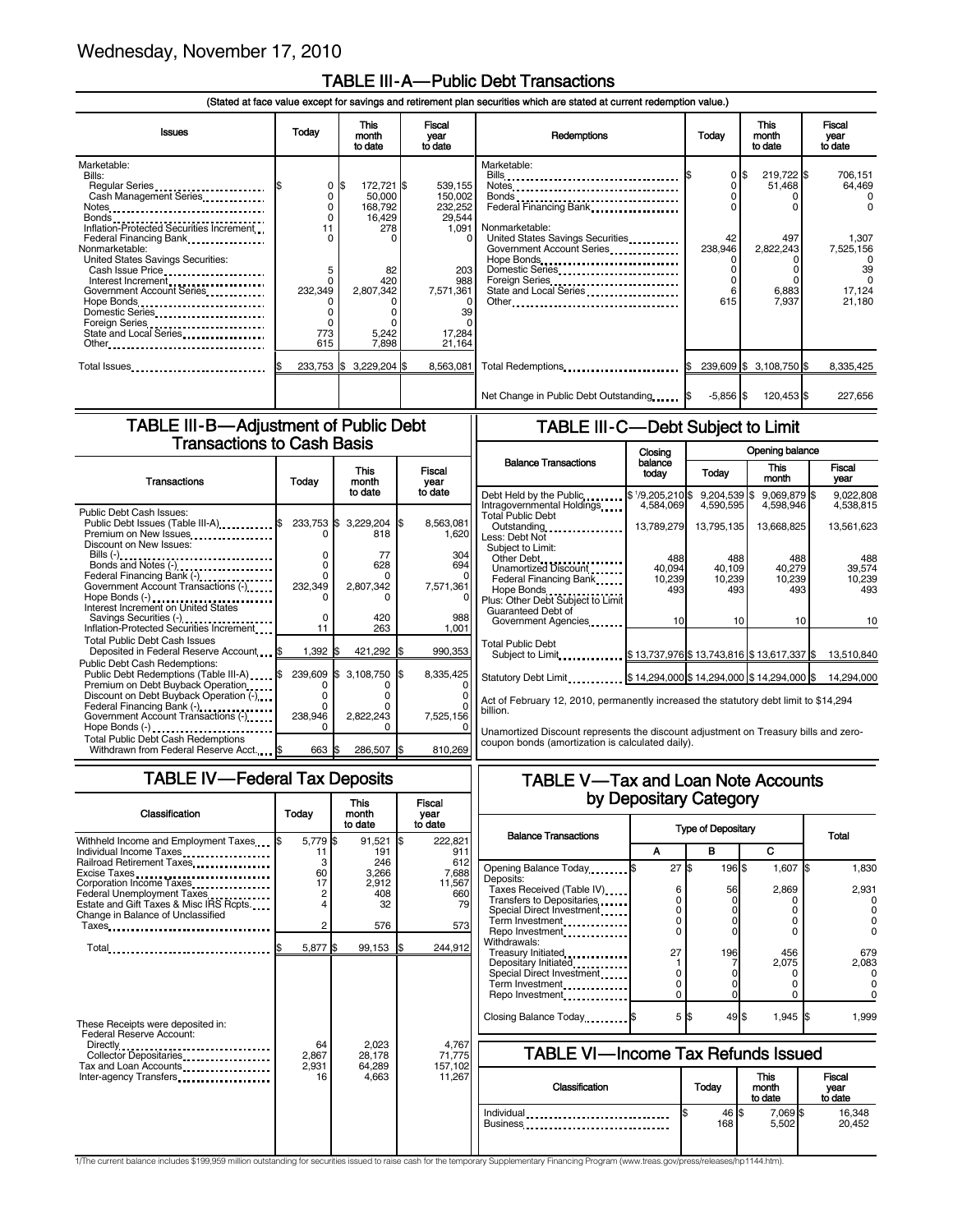Wednesday, November 17, 2010

## TABLE III-A—Public Debt Transactions

(Stated at face value except for savings and retirement plan securities which are stated at current redemption value.)

| Issues | Today | This month to date | Fiscal year to date |
|---|---|---|---|
| Marketable: | | | |
| Bills: | | | |
| Regular Series | $ 0 | $ 172,721 | $ 539,155 |
| Cash Management Series | 0 | 50,000 | 150,002 |
| Notes | 0 | 168,792 | 232,252 |
| Bonds | 0 | 16,429 | 29,544 |
| Inflation-Protected Securities Increment | 11 | 278 | 1,091 |
| Federal Financing Bank | 0 | 0 | 0 |
| Nonmarketable: | | | |
| United States Savings Securities: | | | |
| Cash Issue Price | 5 | 82 | 203 |
| Interest Increment | 0 | 420 | 988 |
| Government Account Series | 232,349 | 2,807,342 | 7,571,361 |
| Hope Bonds | 0 | 0 | 0 |
| Domestic Series | 0 | 0 | 39 |
| Foreign Series | 0 | 0 | 0 |
| State and Local Series | 773 | 5,242 | 17,284 |
| Other | 615 | 7,898 | 21,164 |
| Total Issues | $ 233,753 | $ 3,229,204 | $ 8,563,081 |

| Redemptions | Today | This month to date | Fiscal year to date |
|---|---|---|---|
| Marketable: | | | |
| Bills | $ 0 | $ 219,722 | $ 706,151 |
| Notes | 0 | 51,468 | 64,469 |
| Bonds | 0 | 0 | 0 |
| Federal Financing Bank | 0 | 0 | 0 |
| Nonmarketable: | | | |
| United States Savings Securities | 42 | 497 | 1,307 |
| Government Account Series | 238,946 | 2,822,243 | 7,525,156 |
| Hope Bonds | 0 | 0 | 0 |
| Domestic Series | 0 | 0 | 39 |
| Foreign Series | 0 | 0 | 0 |
| State and Local Series | 6 | 6,883 | 17,124 |
| Other | 615 | 7,937 | 21,180 |
| Total Redemptions | $ 239,609 | $ 3,108,750 | $ 8,335,425 |
| Net Change in Public Debt Outstanding | $ -5,856 | $ 120,453 | $ 227,656 |

## TABLE III-B—Adjustment of Public Debt Transactions to Cash Basis

| Transactions | Today | This month to date | Fiscal year to date |
|---|---|---|---|
| Public Debt Cash Issues: | | | |
| Public Debt Issues (Table III-A) | $ 233,753 | $ 3,229,204 | $ 8,563,081 |
| Premium on New Issues | 0 | 818 | 1,620 |
| Discount on New Issues: | | | |
| Bills (-) | 0 | 77 | 304 |
| Bonds and Notes (-) | 0 | 628 | 694 |
| Federal Financing Bank (-) | 0 | 0 | 0 |
| Government Account Transactions (-) | 232,349 | 2,807,342 | 7,571,361 |
| Hope Bonds (-) | 0 | 0 | 0 |
| Interest Increment on United States Savings Securities (-) | 0 | 420 | 988 |
| Inflation-Protected Securities Increment | 11 | 263 | 1,001 |
| Total Public Debt Cash Issues Deposited in Federal Reserve Account | $ 1,392 | $ 421,292 | $ 990,353 |
| Public Debt Cash Redemptions: | | | |
| Public Debt Redemptions (Table III-A) | $ 239,609 | $ 3,108,750 | $ 8,335,425 |
| Premium on Debt Buyback Operation | 0 | 0 | 0 |
| Discount on Debt Buyback Operation (-) | 0 | 0 | 0 |
| Federal Financing Bank (-) | 0 | 0 | 0 |
| Government Account Transactions (-) | 238,946 | 2,822,243 | 7,525,156 |
| Hope Bonds (-) | 0 | 0 | 0 |
| Total Public Debt Cash Redemptions Withdrawn from Federal Reserve Acct. | $ 663 | $ 286,507 | $ 810,269 |

## TABLE III-C—Debt Subject to Limit

| Balance Transactions | Closing balance today | Opening balance Today | Opening balance This month | Opening balance Fiscal year |
|---|---|---|---|---|
| Debt Held by the Public | $ [1]9,205,210 | $ 9,204,539 | $ 9,069,879 | $ 9,022,808 |
| Intragovernmental Holdings | 4,584,069 | 4,590,595 | 4,598,946 | 4,538,815 |
| Total Public Debt Outstanding | 13,789,279 | 13,795,135 | 13,668,825 | 13,561,623 |
| Less: Debt Not Subject to Limit: | | | | |
| Other Debt | 488 | 488 | 488 | 488 |
| Unamortized Discount | 40,094 | 40,109 | 40,279 | 39,574 |
| Federal Financing Bank | 10,239 | 10,239 | 10,239 | 10,239 |
| Hope Bonds | 493 | 493 | 493 | 493 |
| Plus: Other Debt Subject to Limit Guaranteed Debt of Government Agencies | 10 | 10 | 10 | 10 |
| Total Public Debt Subject to Limit | $ 13,737,976 | $ 13,743,816 | $ 13,617,337 | $ 13,510,840 |
| Statutory Debt Limit | $ 14,294,000 | $ 14,294,000 | $ 14,294,000 | $ 14,294,000 |

Act of February 12, 2010, permanently increased the statutory debt limit to $14,294 billion.

Unamortized Discount represents the discount adjustment on Treasury bills and zero-coupon bonds (amortization is calculated daily).

## TABLE IV—Federal Tax Deposits

| Classification | Today | This month to date | Fiscal year to date |
|---|---|---|---|
| Withheld Income and Employment Taxes | $ 5,779 | $ 91,521 | $ 222,821 |
| Individual Income Taxes | 11 | 191 | 911 |
| Railroad Retirement Taxes | 3 | 246 | 612 |
| Excise Taxes | 60 | 3,266 | 7,688 |
| Corporation Income Taxes | 17 | 2,912 | 11,567 |
| Federal Unemployment Taxes | 2 | 408 | 660 |
| Estate and Gift Taxes & Misc IRS Rcpts. | 4 | 32 | 79 |
| Change in Balance of Unclassified Taxes | 2 | 576 | 573 |
| Total | $ 5,877 | $ 99,153 | $ 244,912 |
| These Receipts were deposited in: | | | |
| Federal Reserve Account: | | | |
| Directly | 64 | 2,023 | 4,767 |
| Collector Depositaries | 2,867 | 28,178 | 71,775 |
| Tax and Loan Accounts | 2,931 | 64,289 | 157,102 |
| Inter-agency Transfers | 16 | 4,663 | 11,267 |

## TABLE V—Tax and Loan Note Accounts by Depositary Category

| Balance Transactions | Type of Depositary A | Type of Depositary B | Type of Depositary C | Total |
|---|---|---|---|---|
| Opening Balance Today | $ 27 | $ 196 | $ 1,607 | $ 1,830 |
| Deposits: | | | | |
| Taxes Received (Table IV) | 6 | 56 | 2,869 | 2,931 |
| Transfers to Depositaries | 0 | 0 | 0 | 0 |
| Special Direct Investment | 0 | 0 | 0 | 0 |
| Term Investment | 0 | 0 | 0 | 0 |
| Repo Investment | 0 | 0 | 0 | 0 |
| Withdrawals: | | | | |
| Treasury Initiated | 27 | 196 | 456 | 679 |
| Depositary Initiated | 1 | 7 | 2,075 | 2,083 |
| Special Direct Investment | 0 | 0 | 0 | 0 |
| Term Investment | 0 | 0 | 0 | 0 |
| Repo Investment | 0 | 0 | 0 | 0 |
| Closing Balance Today | $ 5 | $ 49 | $ 1,945 | $ 1,999 |

## TABLE VI—Income Tax Refunds Issued

| Classification | Today | This month to date | Fiscal year to date |
|---|---|---|---|
| Individual | $ 46 | $ 7,069 | $ 16,348 |
| Business | 168 | 5,502 | 20,452 |

1/The current balance includes $199,959 million outstanding for securities issued to raise cash for the temporary Supplementary Financing Program (www.treas.gov/press/releases/hp1144.htm).